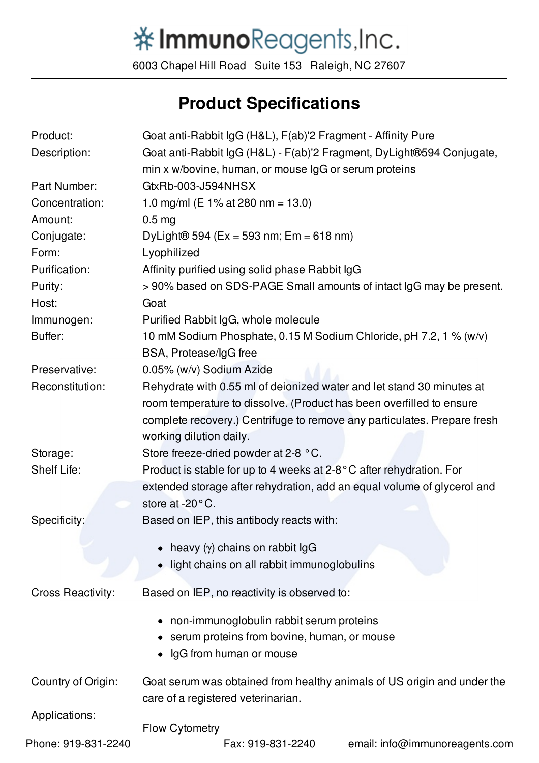# ImmunoReagents, Inc.

6003 Chapel Hill Road Suite 153 Raleigh, NC 27607

## Product Specifications

| | |
|---|---|
| Product: | Goat anti-Rabbit IgG (H&L), F(ab)'2 Fragment - Affinity Pure |
| Description: | Goat anti-Rabbit IgG (H&L) - F(ab)'2 Fragment, DyLight®594 Conjugate, min x w/bovine, human, or mouse IgG or serum proteins |
| Part Number: | GtxRb-003-J594NHSX |
| Concentration: | 1.0 mg/ml (E 1% at 280 nm = 13.0) |
| Amount: | 0.5 mg |
| Conjugate: | DyLight® 594 (Ex = 593 nm; Em = 618 nm) |
| Form: | Lyophilized |
| Purification: | Affinity purified using solid phase Rabbit IgG |
| Purity: | > 90% based on SDS-PAGE Small amounts of intact IgG may be present. |
| Host: | Goat |
| Immunogen: | Purified Rabbit IgG, whole molecule |
| Buffer: | 10 mM Sodium Phosphate, 0.15 M Sodium Chloride, pH 7.2, 1 % (w/v) BSA, Protease/IgG free |
| Preservative: | 0.05% (w/v) Sodium Azide |
| Reconstitution: | Rehydrate with 0.55 ml of deionized water and let stand 30 minutes at room temperature to dissolve. (Product has been overfilled to ensure complete recovery.) Centrifuge to remove any particulates. Prepare fresh working dilution daily. |
| Storage: | Store freeze-dried powder at 2-8 °C. |
| Shelf Life: | Product is stable for up to 4 weeks at 2-8°C after rehydration. For extended storage after rehydration, add an equal volume of glycerol and store at -20°C. |

**Specificity:** Based on IEP, this antibody reacts with:

- heavy (γ) chains on rabbit IgG
- light chains on all rabbit immunoglobulins

**Cross Reactivity:** Based on IEP, no reactivity is observed to:

- non-immunoglobulin rabbit serum proteins
- serum proteins from bovine, human, or mouse
- IgG from human or mouse

**Country of Origin:** Goat serum was obtained from healthy animals of US origin and under the care of a registered veterinarian.

**Applications:**

Flow Cytometry

Phone: 919-831-2240 Fax: 919-831-2240 email: info@immunoreagents.com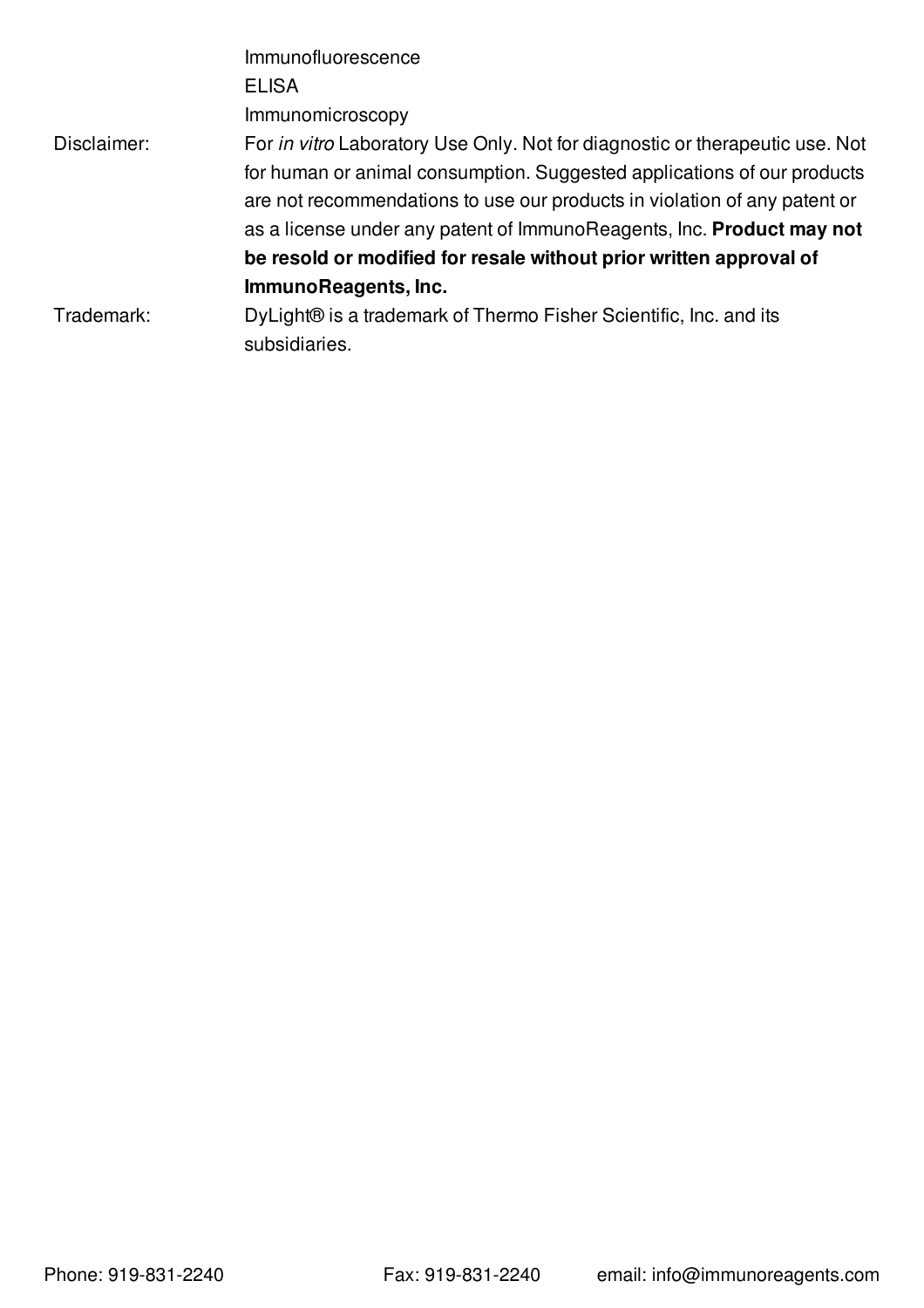| | |
|---|---|
| | Immunofluorescence<br>ELISA<br>Immunomicroscopy |
| Disclaimer: | For *in vitro* Laboratory Use Only. Not for diagnostic or therapeutic use. Not for human or animal consumption. Suggested applications of our products are not recommendations to use our products in violation of any patent or as a license under any patent of ImmunoReagents, Inc. **Product may not be resold or modified for resale without prior written approval of ImmunoReagents, Inc.** |
| Trademark: | DyLight® is a trademark of Thermo Fisher Scientific, Inc. and its subsidiaries. |

Phone: 919-831-2240 Fax: 919-831-2240 email: info@immunoreagents.com